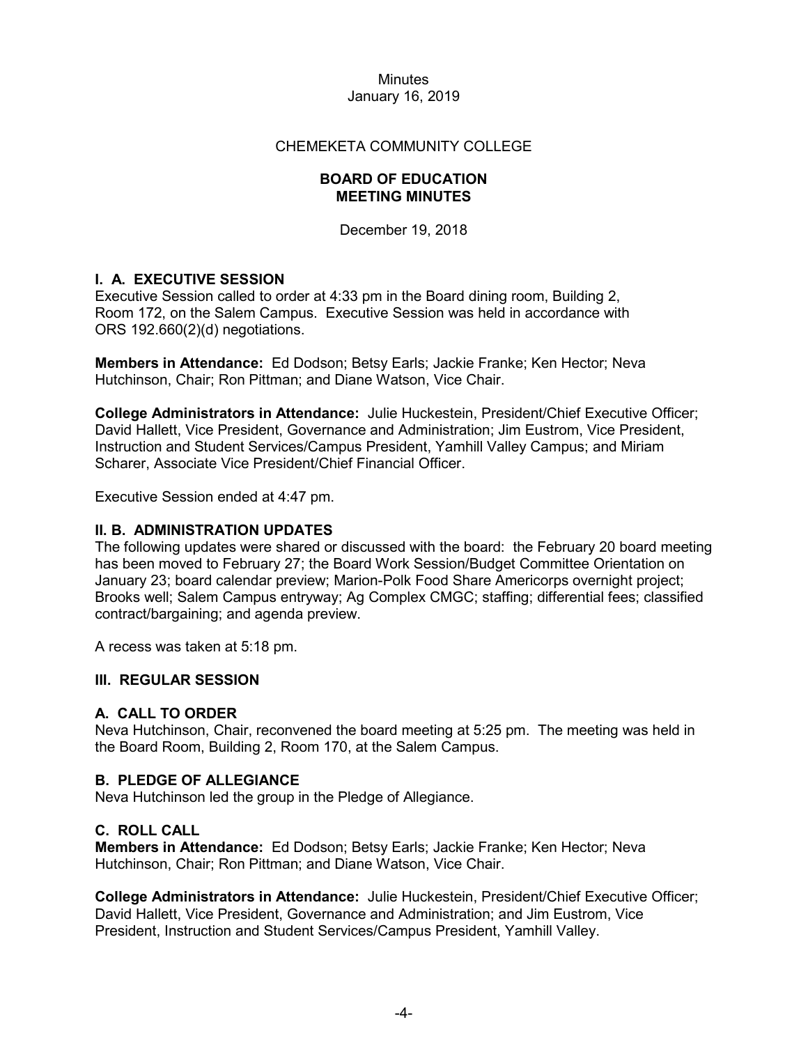CHEMEKETA COMMUNITY COLLEGE

# BOARD OF EDUCATION
# MEETING MINUTES

December 19, 2018

## I. A. EXECUTIVE SESSION

Executive Session called to order at 4:33 pm in the Board dining room, Building 2, Room 172, on the Salem Campus. Executive Session was held in accordance with ORS 192.660(2)(d) negotiations.

**Members in Attendance:** Ed Dodson; Betsy Earls; Jackie Franke; Ken Hector; Neva Hutchinson, Chair; Ron Pittman; and Diane Watson, Vice Chair.

**College Administrators in Attendance:** Julie Huckestein, President/Chief Executive Officer; David Hallett, Vice President, Governance and Administration; Jim Eustrom, Vice President, Instruction and Student Services/Campus President, Yamhill Valley Campus; and Miriam Scharer, Associate Vice President/Chief Financial Officer.

Executive Session ended at 4:47 pm.

## II. B. ADMINISTRATION UPDATES

The following updates were shared or discussed with the board: the February 20 board meeting has been moved to February 27; the Board Work Session/Budget Committee Orientation on January 23; board calendar preview; Marion-Polk Food Share Americorps overnight project; Brooks well; Salem Campus entryway; Ag Complex CMGC; staffing; differential fees; classified contract/bargaining; and agenda preview.

A recess was taken at 5:18 pm.

## III. REGULAR SESSION

### A. CALL TO ORDER

Neva Hutchinson, Chair, reconvened the board meeting at 5:25 pm. The meeting was held in the Board Room, Building 2, Room 170, at the Salem Campus.

### B. PLEDGE OF ALLEGIANCE

Neva Hutchinson led the group in the Pledge of Allegiance.

### C. ROLL CALL

**Members in Attendance:** Ed Dodson; Betsy Earls; Jackie Franke; Ken Hector; Neva Hutchinson, Chair; Ron Pittman; and Diane Watson, Vice Chair.

**College Administrators in Attendance:** Julie Huckestein, President/Chief Executive Officer; David Hallett, Vice President, Governance and Administration; and Jim Eustrom, Vice President, Instruction and Student Services/Campus President, Yamhill Valley.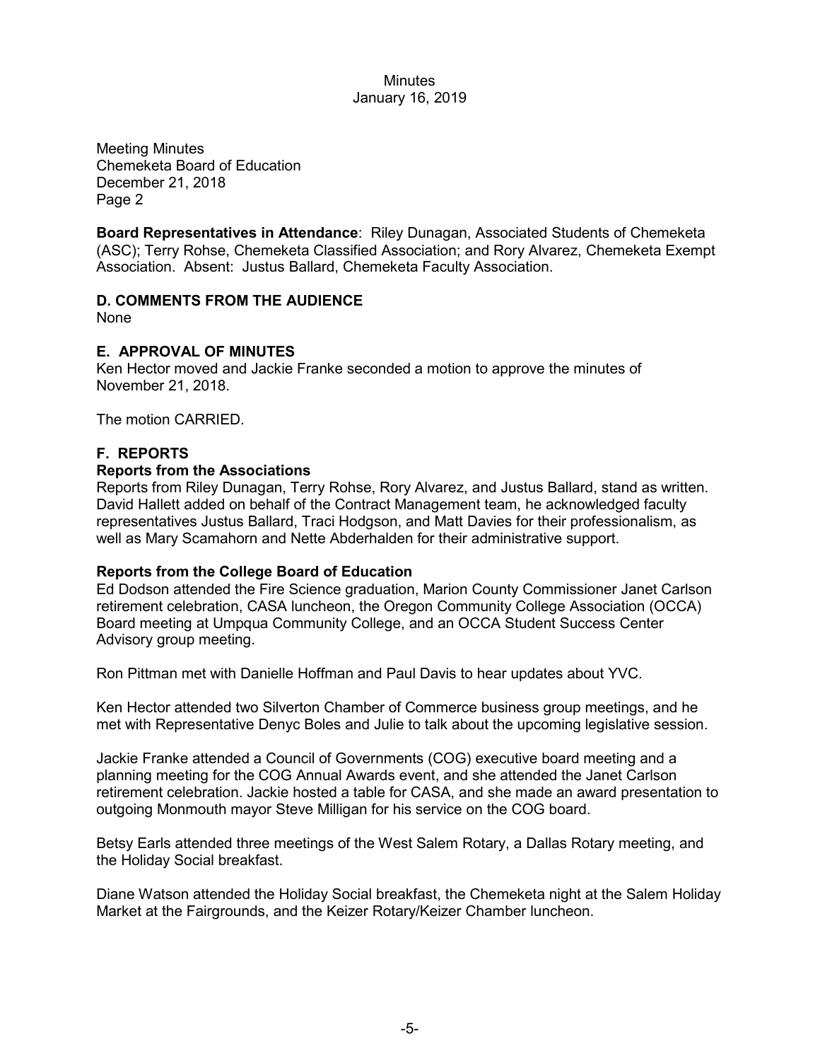Meeting Minutes
Chemeketa Board of Education
December 21, 2018
Page 2

**Board Representatives in Attendance**: Riley Dunagan, Associated Students of Chemeketa (ASC); Terry Rohse, Chemeketa Classified Association; and Rory Alvarez, Chemeketa Exempt Association. Absent: Justus Ballard, Chemeketa Faculty Association.

## D. COMMENTS FROM THE AUDIENCE

None

## E. APPROVAL OF MINUTES

Ken Hector moved and Jackie Franke seconded a motion to approve the minutes of November 21, 2018.

The motion CARRIED.

## F. REPORTS

### Reports from the Associations

Reports from Riley Dunagan, Terry Rohse, Rory Alvarez, and Justus Ballard, stand as written. David Hallett added on behalf of the Contract Management team, he acknowledged faculty representatives Justus Ballard, Traci Hodgson, and Matt Davies for their professionalism, as well as Mary Scamahorn and Nette Abderhalden for their administrative support.

### Reports from the College Board of Education

Ed Dodson attended the Fire Science graduation, Marion County Commissioner Janet Carlson retirement celebration, CASA luncheon, the Oregon Community College Association (OCCA) Board meeting at Umpqua Community College, and an OCCA Student Success Center Advisory group meeting.

Ron Pittman met with Danielle Hoffman and Paul Davis to hear updates about YVC.

Ken Hector attended two Silverton Chamber of Commerce business group meetings, and he met with Representative Denyc Boles and Julie to talk about the upcoming legislative session.

Jackie Franke attended a Council of Governments (COG) executive board meeting and a planning meeting for the COG Annual Awards event, and she attended the Janet Carlson retirement celebration. Jackie hosted a table for CASA, and she made an award presentation to outgoing Monmouth mayor Steve Milligan for his service on the COG board.

Betsy Earls attended three meetings of the West Salem Rotary, a Dallas Rotary meeting, and the Holiday Social breakfast.

Diane Watson attended the Holiday Social breakfast, the Chemeketa night at the Salem Holiday Market at the Fairgrounds, and the Keizer Rotary/Keizer Chamber luncheon.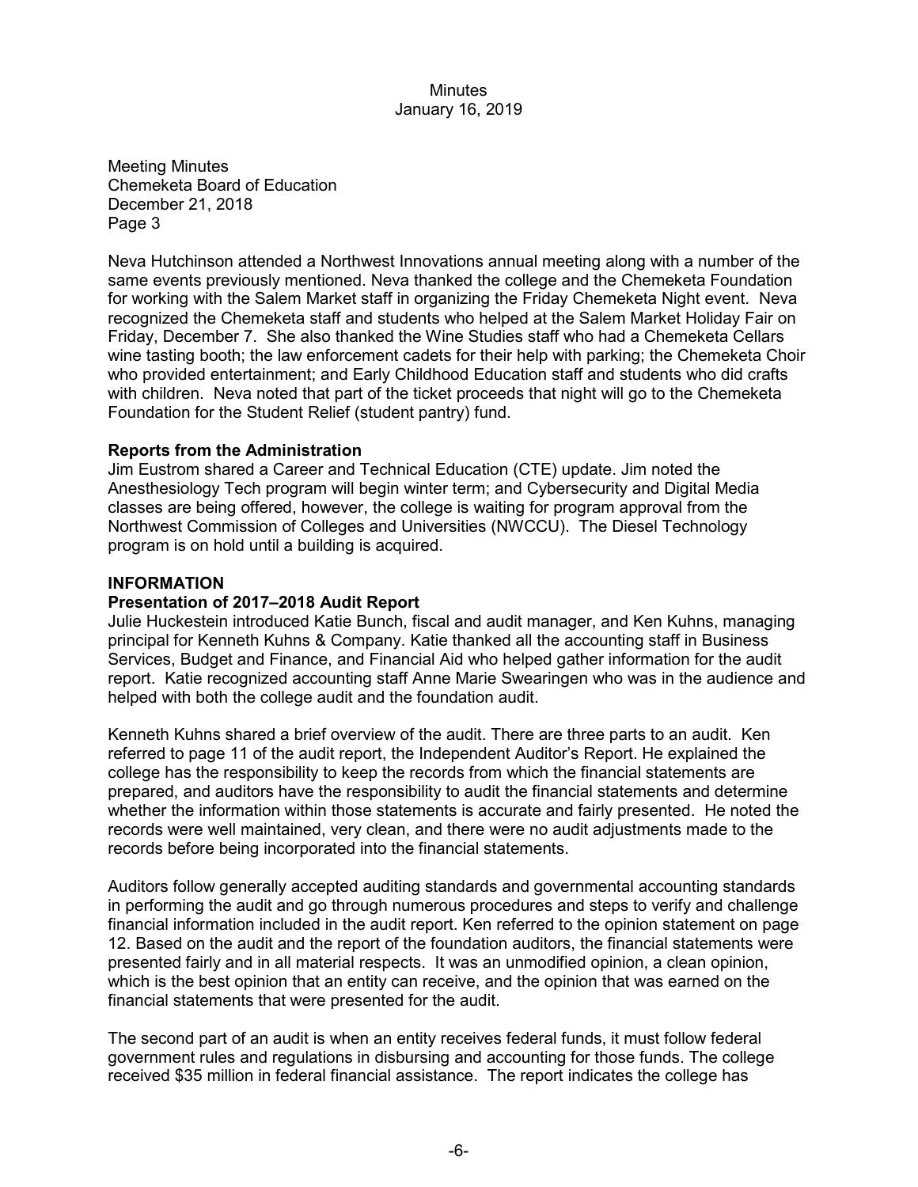Meeting Minutes
Chemeketa Board of Education
December 21, 2018
Page 3

Neva Hutchinson attended a Northwest Innovations annual meeting along with a number of the same events previously mentioned. Neva thanked the college and the Chemeketa Foundation for working with the Salem Market staff in organizing the Friday Chemeketa Night event. Neva recognized the Chemeketa staff and students who helped at the Salem Market Holiday Fair on Friday, December 7. She also thanked the Wine Studies staff who had a Chemeketa Cellars wine tasting booth; the law enforcement cadets for their help with parking; the Chemeketa Choir who provided entertainment; and Early Childhood Education staff and students who did crafts with children. Neva noted that part of the ticket proceeds that night will go to the Chemeketa Foundation for the Student Relief (student pantry) fund.

**Reports from the Administration**
Jim Eustrom shared a Career and Technical Education (CTE) update. Jim noted the Anesthesiology Tech program will begin winter term; and Cybersecurity and Digital Media classes are being offered, however, the college is waiting for program approval from the Northwest Commission of Colleges and Universities (NWCCU). The Diesel Technology program is on hold until a building is acquired.

**INFORMATION**
**Presentation of 2017–2018 Audit Report**
Julie Huckestein introduced Katie Bunch, fiscal and audit manager, and Ken Kuhns, managing principal for Kenneth Kuhns & Company. Katie thanked all the accounting staff in Business Services, Budget and Finance, and Financial Aid who helped gather information for the audit report. Katie recognized accounting staff Anne Marie Swearingen who was in the audience and helped with both the college audit and the foundation audit.

Kenneth Kuhns shared a brief overview of the audit. There are three parts to an audit. Ken referred to page 11 of the audit report, the Independent Auditor's Report. He explained the college has the responsibility to keep the records from which the financial statements are prepared, and auditors have the responsibility to audit the financial statements and determine whether the information within those statements is accurate and fairly presented. He noted the records were well maintained, very clean, and there were no audit adjustments made to the records before being incorporated into the financial statements.

Auditors follow generally accepted auditing standards and governmental accounting standards in performing the audit and go through numerous procedures and steps to verify and challenge financial information included in the audit report. Ken referred to the opinion statement on page 12. Based on the audit and the report of the foundation auditors, the financial statements were presented fairly and in all material respects. It was an unmodified opinion, a clean opinion, which is the best opinion that an entity can receive, and the opinion that was earned on the financial statements that were presented for the audit.

The second part of an audit is when an entity receives federal funds, it must follow federal government rules and regulations in disbursing and accounting for those funds. The college received $35 million in federal financial assistance. The report indicates the college has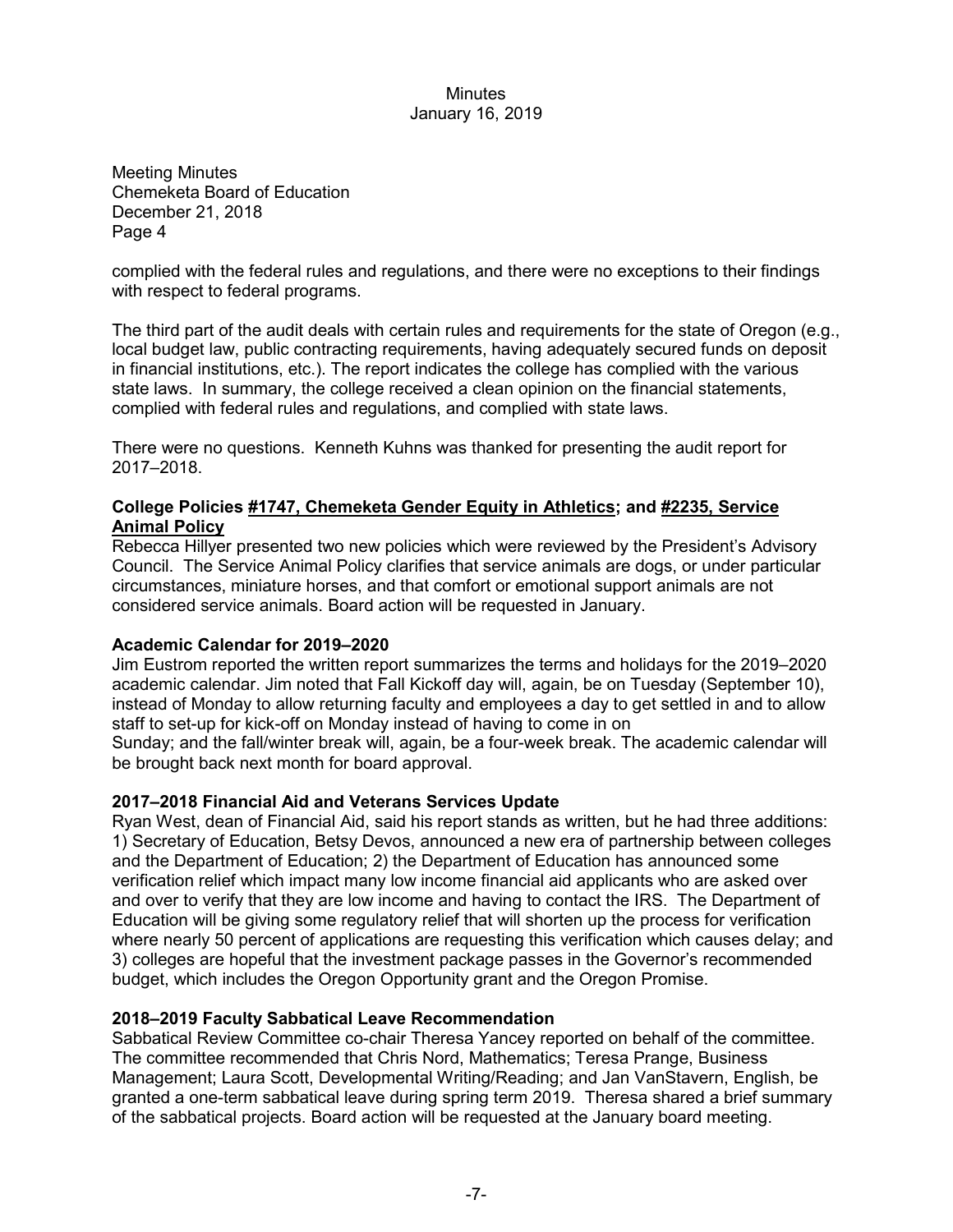Meeting Minutes
Chemeketa Board of Education
December 21, 2018
Page 4

complied with the federal rules and regulations, and there were no exceptions to their findings with respect to federal programs.

The third part of the audit deals with certain rules and requirements for the state of Oregon (e.g., local budget law, public contracting requirements, having adequately secured funds on deposit in financial institutions, etc.). The report indicates the college has complied with the various state laws. In summary, the college received a clean opinion on the financial statements, complied with federal rules and regulations, and complied with state laws.

There were no questions. Kenneth Kuhns was thanked for presenting the audit report for 2017–2018.

**College Policies #1747, Chemeketa Gender Equity in Athletics; and #2235, Service Animal Policy**

Rebecca Hillyer presented two new policies which were reviewed by the President's Advisory Council. The Service Animal Policy clarifies that service animals are dogs, or under particular circumstances, miniature horses, and that comfort or emotional support animals are not considered service animals. Board action will be requested in January.

**Academic Calendar for 2019–2020**

Jim Eustrom reported the written report summarizes the terms and holidays for the 2019–2020 academic calendar. Jim noted that Fall Kickoff day will, again, be on Tuesday (September 10), instead of Monday to allow returning faculty and employees a day to get settled in and to allow staff to set-up for kick-off on Monday instead of having to come in on Sunday; and the fall/winter break will, again, be a four-week break. The academic calendar will be brought back next month for board approval.

**2017–2018 Financial Aid and Veterans Services Update**

Ryan West, dean of Financial Aid, said his report stands as written, but he had three additions: 1) Secretary of Education, Betsy Devos, announced a new era of partnership between colleges and the Department of Education; 2) the Department of Education has announced some verification relief which impact many low income financial aid applicants who are asked over and over to verify that they are low income and having to contact the IRS. The Department of Education will be giving some regulatory relief that will shorten up the process for verification where nearly 50 percent of applications are requesting this verification which causes delay; and 3) colleges are hopeful that the investment package passes in the Governor's recommended budget, which includes the Oregon Opportunity grant and the Oregon Promise.

**2018–2019 Faculty Sabbatical Leave Recommendation**

Sabbatical Review Committee co-chair Theresa Yancey reported on behalf of the committee. The committee recommended that Chris Nord, Mathematics; Teresa Prange, Business Management; Laura Scott, Developmental Writing/Reading; and Jan VanStavern, English, be granted a one-term sabbatical leave during spring term 2019. Theresa shared a brief summary of the sabbatical projects. Board action will be requested at the January board meeting.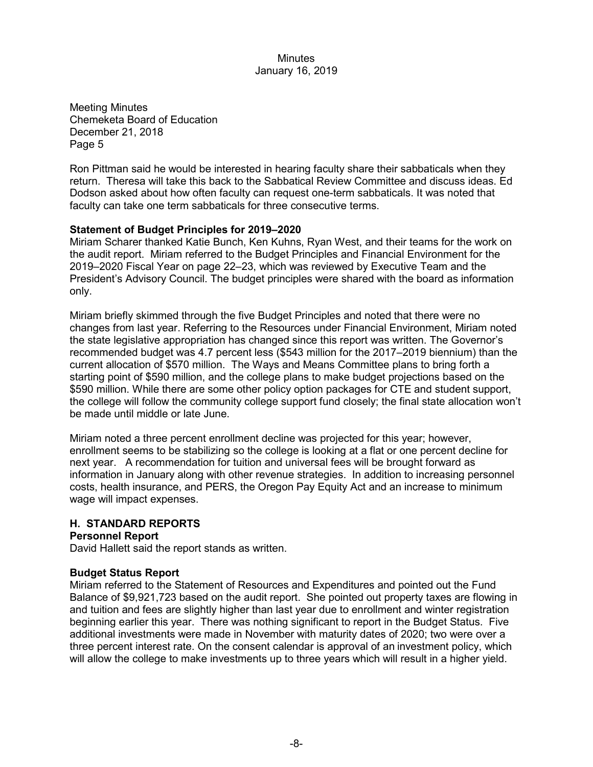Meeting Minutes
Chemeketa Board of Education
December 21, 2018
Page 5

Ron Pittman said he would be interested in hearing faculty share their sabbaticals when they return. Theresa will take this back to the Sabbatical Review Committee and discuss ideas. Ed Dodson asked about how often faculty can request one-term sabbaticals. It was noted that faculty can take one term sabbaticals for three consecutive terms.

**Statement of Budget Principles for 2019–2020**

Miriam Scharer thanked Katie Bunch, Ken Kuhns, Ryan West, and their teams for the work on the audit report. Miriam referred to the Budget Principles and Financial Environment for the 2019–2020 Fiscal Year on page 22–23, which was reviewed by Executive Team and the President's Advisory Council. The budget principles were shared with the board as information only.

Miriam briefly skimmed through the five Budget Principles and noted that there were no changes from last year. Referring to the Resources under Financial Environment, Miriam noted the state legislative appropriation has changed since this report was written. The Governor's recommended budget was 4.7 percent less ($543 million for the 2017–2019 biennium) than the current allocation of $570 million. The Ways and Means Committee plans to bring forth a starting point of $590 million, and the college plans to make budget projections based on the $590 million. While there are some other policy option packages for CTE and student support, the college will follow the community college support fund closely; the final state allocation won't be made until middle or late June.

Miriam noted a three percent enrollment decline was projected for this year; however, enrollment seems to be stabilizing so the college is looking at a flat or one percent decline for next year. A recommendation for tuition and universal fees will be brought forward as information in January along with other revenue strategies. In addition to increasing personnel costs, health insurance, and PERS, the Oregon Pay Equity Act and an increase to minimum wage will impact expenses.

## H. STANDARD REPORTS

**Personnel Report**

David Hallett said the report stands as written.

**Budget Status Report**

Miriam referred to the Statement of Resources and Expenditures and pointed out the Fund Balance of $9,921,723 based on the audit report. She pointed out property taxes are flowing in and tuition and fees are slightly higher than last year due to enrollment and winter registration beginning earlier this year. There was nothing significant to report in the Budget Status. Five additional investments were made in November with maturity dates of 2020; two were over a three percent interest rate. On the consent calendar is approval of an investment policy, which will allow the college to make investments up to three years which will result in a higher yield.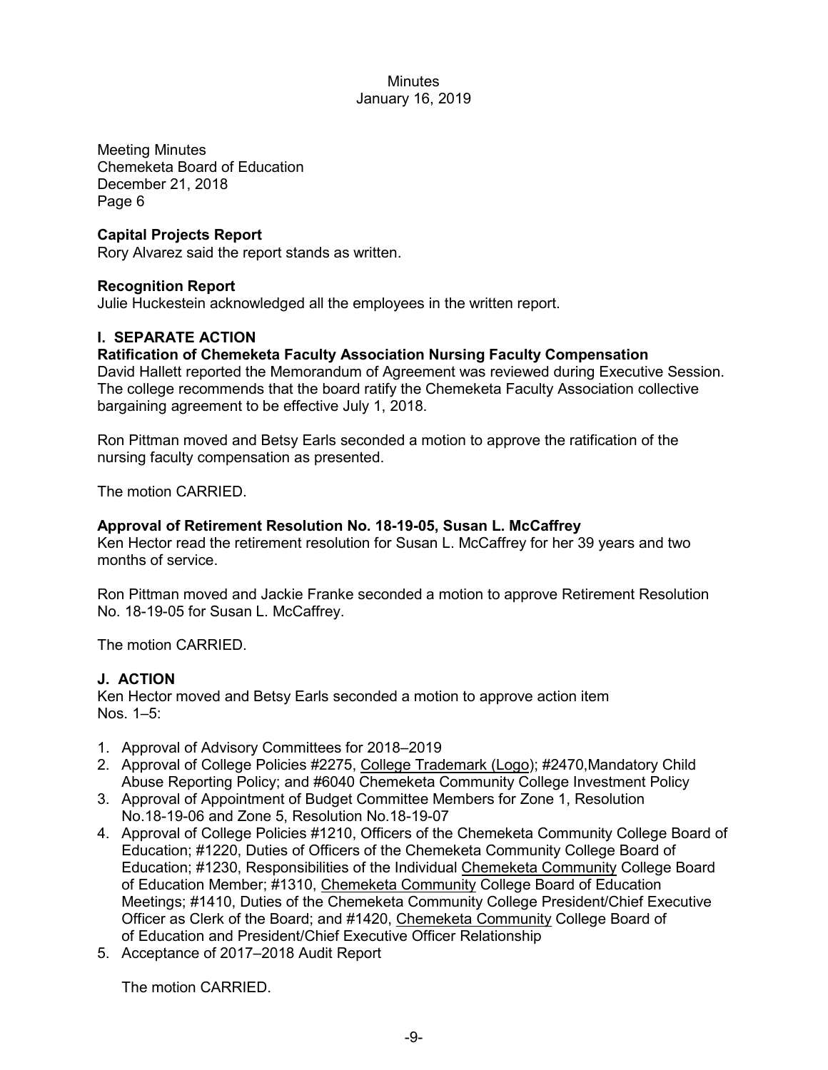Meeting Minutes
Chemeketa Board of Education
December 21, 2018
Page 6

**Capital Projects Report**
Rory Alvarez said the report stands as written.

**Recognition Report**
Julie Huckestein acknowledged all the employees in the written report.

## I. SEPARATE ACTION

**Ratification of Chemeketa Faculty Association Nursing Faculty Compensation**
David Hallett reported the Memorandum of Agreement was reviewed during Executive Session. The college recommends that the board ratify the Chemeketa Faculty Association collective bargaining agreement to be effective July 1, 2018.

Ron Pittman moved and Betsy Earls seconded a motion to approve the ratification of the nursing faculty compensation as presented.

The motion CARRIED.

**Approval of Retirement Resolution No. 18-19-05, Susan L. McCaffrey**
Ken Hector read the retirement resolution for Susan L. McCaffrey for her 39 years and two months of service.

Ron Pittman moved and Jackie Franke seconded a motion to approve Retirement Resolution No. 18-19-05 for Susan L. McCaffrey.

The motion CARRIED.

## J. ACTION

Ken Hector moved and Betsy Earls seconded a motion to approve action item Nos. 1–5:

1. Approval of Advisory Committees for 2018–2019
2. Approval of College Policies #2275, College Trademark (Logo); #2470,Mandatory Child Abuse Reporting Policy; and #6040 Chemeketa Community College Investment Policy
3. Approval of Appointment of Budget Committee Members for Zone 1, Resolution No.18-19-06 and Zone 5, Resolution No.18-19-07
4. Approval of College Policies #1210, Officers of the Chemeketa Community College Board of Education; #1220, Duties of Officers of the Chemeketa Community College Board of Education; #1230, Responsibilities of the Individual Chemeketa Community College Board of Education Member; #1310, Chemeketa Community College Board of Education Meetings; #1410, Duties of the Chemeketa Community College President/Chief Executive Officer as Clerk of the Board; and #1420, Chemeketa Community College Board of of Education and President/Chief Executive Officer Relationship
5. Acceptance of 2017–2018 Audit Report

   The motion CARRIED.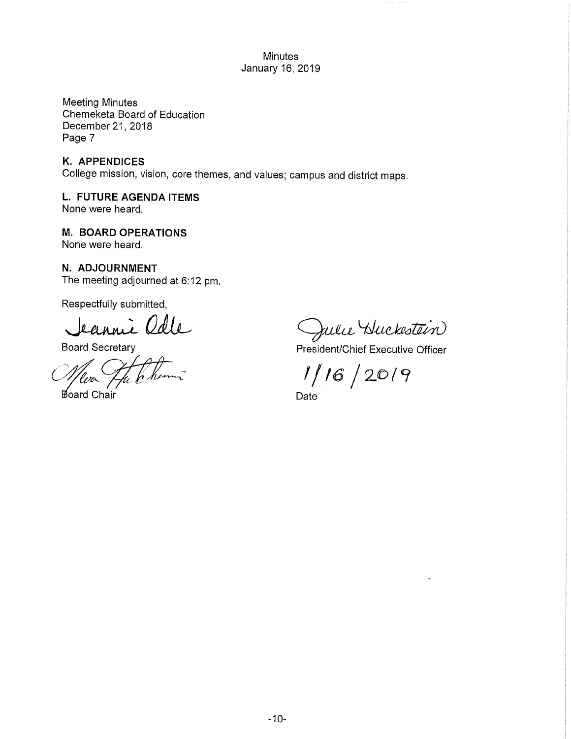Minutes
January 16, 2019

Meeting Minutes
Chemeketa Board of Education
December 21, 2018
Page 7

**K. APPENDICES**

College mission, vision, core themes, and values; campus and district maps.

**L. FUTURE AGENDA ITEMS**

None were heard.

**M. BOARD OPERATIONS**

None were heard.

**N. ADJOURNMENT**

The meeting adjourned at 6:12 pm.

Respectfully submitted,

Jeannie Odle
Board Secretary

Julie Huckestein
President/Chief Executive Officer

Board Chair

1/16/2019
Date